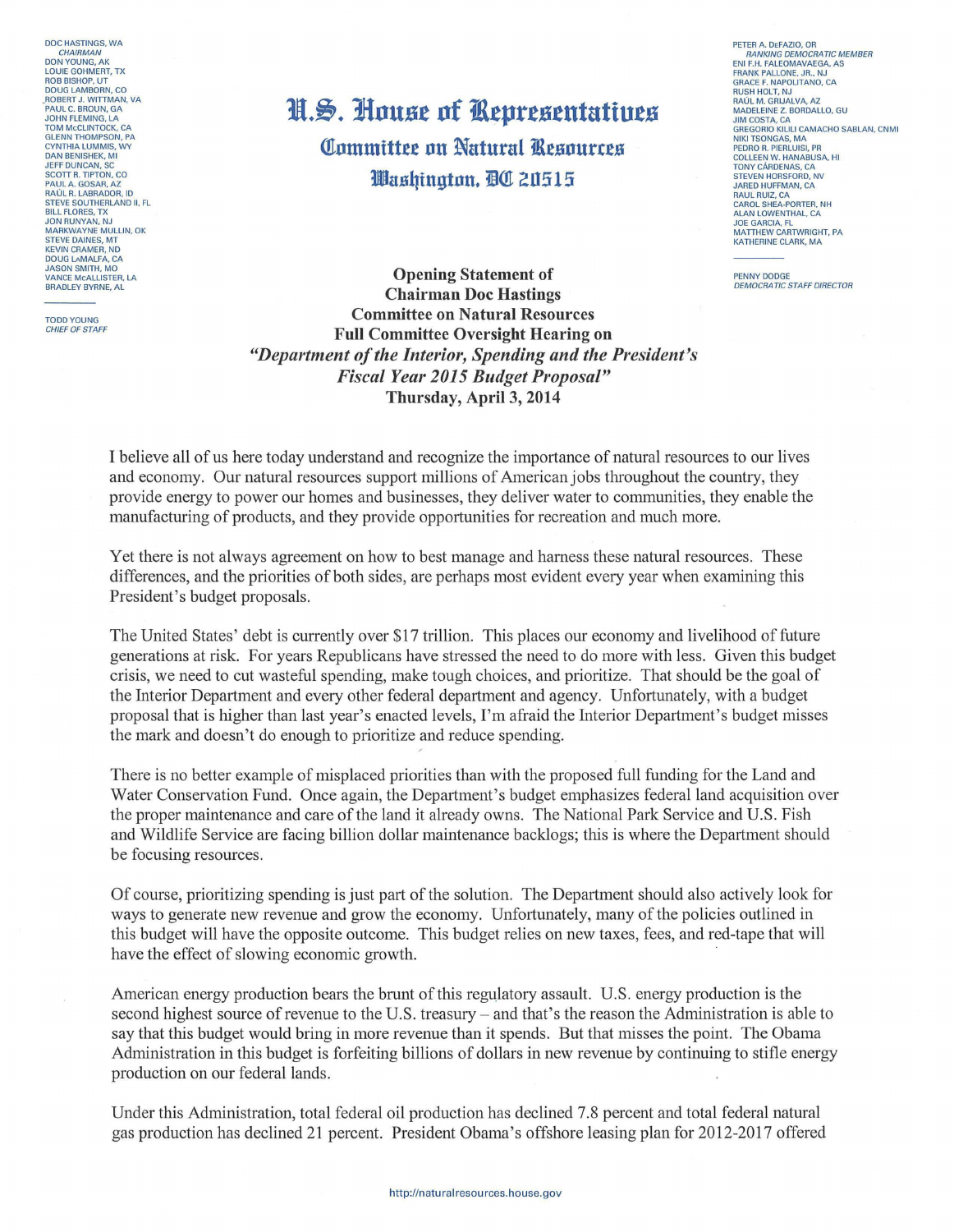DOC HASTINGS, WA
*CHAIRMAN*
DON YOUNG, AK
LOUIE GOHMERT, TX
ROB BISHOP, UT
DOUG LAMBORN, CO
ROBERT J. WITTMAN, VA
PAUL C. BROUN, GA
JOHN FLEMING, LA
TOM McCLINTOCK, CA
GLENN THOMPSON, PA
CYNTHIA LUMMIS, WY
DAN BENISHEK, MI
JEFF DUNCAN, SC
SCOTT R. TIPTON, CO
PAUL A. GOSAR, AZ
RAÚL R. LABRADOR, ID
STEVE SOUTHERLAND II, FL
BILL FLORES, TX
JON RUNYAN, NJ
MARKWAYNE MULLIN, OK
STEVE DAINES, MT
KEVIN CRAMER, ND
DOUG LaMALFA, CA
JASON SMITH, MO
VANCE McALLISTER, LA
BRADLEY BYRNE, AL

TODD YOUNG
*CHIEF OF STAFF*

# U.S. House of Representatives
## Committee on Natural Resources
### Washington, DC 20515

PETER A. DeFAZIO, OR
*RANKING DEMOCRATIC MEMBER*
ENI F.H. FALEOMAVAEGA, AS
FRANK PALLONE, JR., NJ
GRACE F. NAPOLITANO, CA
RUSH HOLT, NJ
RAÚL M. GRIJALVA, AZ
MADELEINE Z. BORDALLO, GU
JIM COSTA, CA
GREGORIO KILILI CAMACHO SABLAN, CNMI
NIKI TSONGAS, MA
PEDRO R. PIERLUISI, PR
COLLEEN W. HANABUSA, HI
TONY CÁRDENAS, CA
STEVEN HORSFORD, NV
JARED HUFFMAN, CA
RAUL RUIZ, CA
CAROL SHEA-PORTER, NH
ALAN LOWENTHAL, CA
JOE GARCIA, FL
MATTHEW CARTWRIGHT, PA
KATHERINE CLARK, MA

PENNY DODGE
*DEMOCRATIC STAFF DIRECTOR*

**Opening Statement of**
**Chairman Doc Hastings**
**Committee on Natural Resources**
**Full Committee Oversight Hearing on**
***"Department of the Interior, Spending and the President's Fiscal Year 2015 Budget Proposal"***
**Thursday, April 3, 2014**

I believe all of us here today understand and recognize the importance of natural resources to our lives and economy. Our natural resources support millions of American jobs throughout the country, they provide energy to power our homes and businesses, they deliver water to communities, they enable the manufacturing of products, and they provide opportunities for recreation and much more.

Yet there is not always agreement on how to best manage and harness these natural resources. These differences, and the priorities of both sides, are perhaps most evident every year when examining this President's budget proposals.

The United States' debt is currently over $17 trillion. This places our economy and livelihood of future generations at risk. For years Republicans have stressed the need to do more with less. Given this budget crisis, we need to cut wasteful spending, make tough choices, and prioritize. That should be the goal of the Interior Department and every other federal department and agency. Unfortunately, with a budget proposal that is higher than last year's enacted levels, I'm afraid the Interior Department's budget misses the mark and doesn't do enough to prioritize and reduce spending.

There is no better example of misplaced priorities than with the proposed full funding for the Land and Water Conservation Fund. Once again, the Department's budget emphasizes federal land acquisition over the proper maintenance and care of the land it already owns. The National Park Service and U.S. Fish and Wildlife Service are facing billion dollar maintenance backlogs; this is where the Department should be focusing resources.

Of course, prioritizing spending is just part of the solution. The Department should also actively look for ways to generate new revenue and grow the economy. Unfortunately, many of the policies outlined in this budget will have the opposite outcome. This budget relies on new taxes, fees, and red-tape that will have the effect of slowing economic growth.

American energy production bears the brunt of this regulatory assault. U.S. energy production is the second highest source of revenue to the U.S. treasury – and that's the reason the Administration is able to say that this budget would bring in more revenue than it spends. But that misses the point. The Obama Administration in this budget is forfeiting billions of dollars in new revenue by continuing to stifle energy production on our federal lands.

Under this Administration, total federal oil production has declined 7.8 percent and total federal natural gas production has declined 21 percent. President Obama's offshore leasing plan for 2012-2017 offered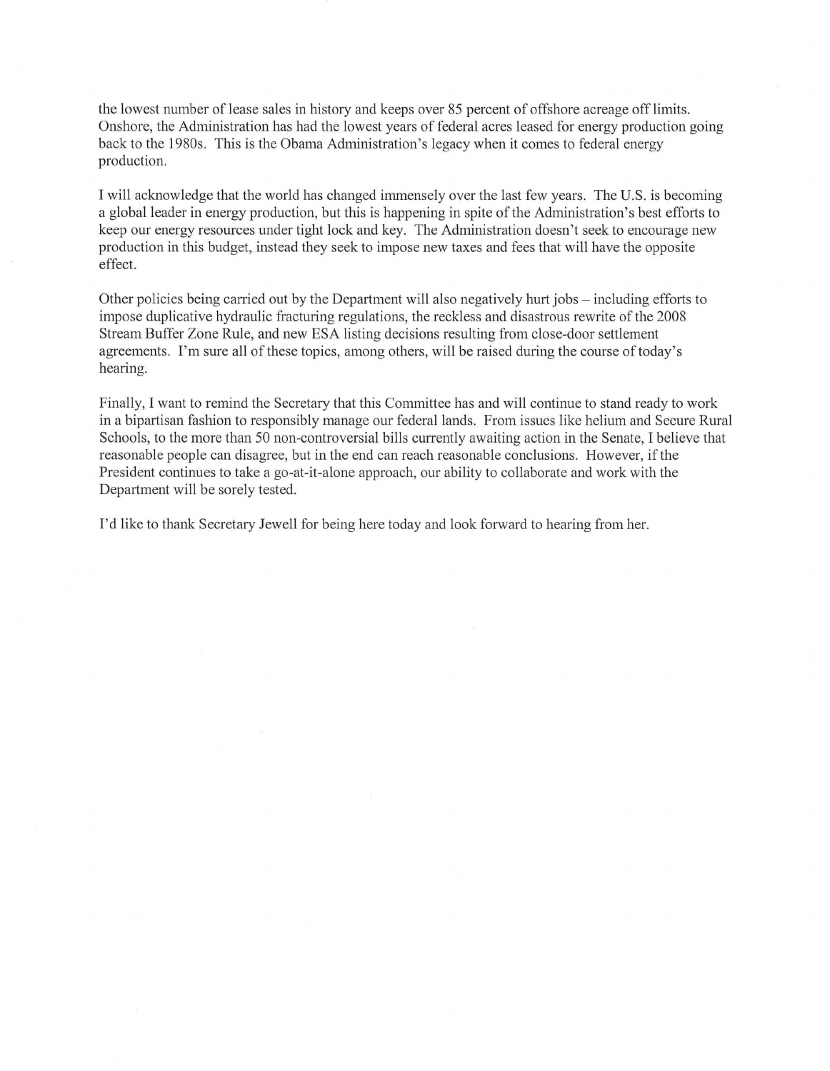the lowest number of lease sales in history and keeps over 85 percent of offshore acreage off limits. Onshore, the Administration has had the lowest years of federal acres leased for energy production going back to the 1980s. This is the Obama Administration's legacy when it comes to federal energy production.

I will acknowledge that the world has changed immensely over the last few years. The U.S. is becoming a global leader in energy production, but this is happening in spite of the Administration's best efforts to keep our energy resources under tight lock and key. The Administration doesn't seek to encourage new production in this budget, instead they seek to impose new taxes and fees that will have the opposite effect.

Other policies being carried out by the Department will also negatively hurt jobs – including efforts to impose duplicative hydraulic fracturing regulations, the reckless and disastrous rewrite of the 2008 Stream Buffer Zone Rule, and new ESA listing decisions resulting from close-door settlement agreements. I'm sure all of these topics, among others, will be raised during the course of today's hearing.

Finally, I want to remind the Secretary that this Committee has and will continue to stand ready to work in a bipartisan fashion to responsibly manage our federal lands. From issues like helium and Secure Rural Schools, to the more than 50 non-controversial bills currently awaiting action in the Senate, I believe that reasonable people can disagree, but in the end can reach reasonable conclusions. However, if the President continues to take a go-at-it-alone approach, our ability to collaborate and work with the Department will be sorely tested.

I'd like to thank Secretary Jewell for being here today and look forward to hearing from her.